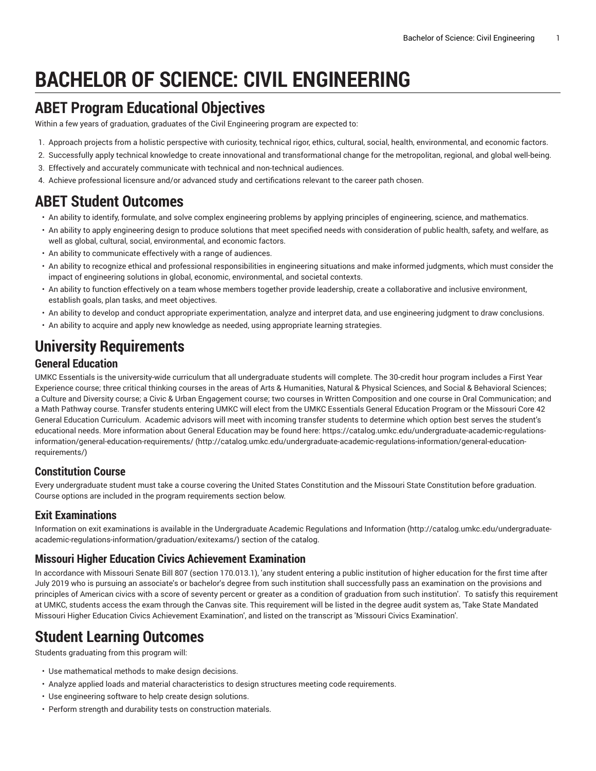# BACHELOR OF SCIENCE: CIVIL ENGINEERING

## ABET Program Educational Objectives

Within a few years of graduation, graduates of the Civil Engineering program are expected to:

1. Approach projects from a holistic perspective with curiosity, technical rigor, ethics, cultural, social, health, environmental, and economic factors.
2. Successfully apply technical knowledge to create innovational and transformational change for the metropolitan, regional, and global well-being.
3. Effectively and accurately communicate with technical and non-technical audiences.
4. Achieve professional licensure and/or advanced study and certifications relevant to the career path chosen.

## ABET Student Outcomes

- An ability to identify, formulate, and solve complex engineering problems by applying principles of engineering, science, and mathematics.
- An ability to apply engineering design to produce solutions that meet specified needs with consideration of public health, safety, and welfare, as well as global, cultural, social, environmental, and economic factors.
- An ability to communicate effectively with a range of audiences.
- An ability to recognize ethical and professional responsibilities in engineering situations and make informed judgments, which must consider the impact of engineering solutions in global, economic, environmental, and societal contexts.
- An ability to function effectively on a team whose members together provide leadership, create a collaborative and inclusive environment, establish goals, plan tasks, and meet objectives.
- An ability to develop and conduct appropriate experimentation, analyze and interpret data, and use engineering judgment to draw conclusions.
- An ability to acquire and apply new knowledge as needed, using appropriate learning strategies.

## University Requirements

### General Education

UMKC Essentials is the university-wide curriculum that all undergraduate students will complete. The 30-credit hour program includes a First Year Experience course; three critical thinking courses in the areas of Arts & Humanities, Natural & Physical Sciences, and Social & Behavioral Sciences; a Culture and Diversity course; a Civic & Urban Engagement course; two courses in Written Composition and one course in Oral Communication; and a Math Pathway course. Transfer students entering UMKC will elect from the UMKC Essentials General Education Program or the Missouri Core 42 General Education Curriculum. Academic advisors will meet with incoming transfer students to determine which option best serves the student's educational needs. More information about General Education may be found here: https://catalog.umkc.edu/undergraduate-academic-regulations-information/general-education-requirements/ (http://catalog.umkc.edu/undergraduate-academic-regulations-information/general-education-requirements/)

### Constitution Course

Every undergraduate student must take a course covering the United States Constitution and the Missouri State Constitution before graduation. Course options are included in the program requirements section below.

### Exit Examinations

Information on exit examinations is available in the Undergraduate Academic Regulations and Information (http://catalog.umkc.edu/undergraduate-academic-regulations-information/graduation/exitexams/) section of the catalog.

### Missouri Higher Education Civics Achievement Examination

In accordance with Missouri Senate Bill 807 (section 170.013.1), 'any student entering a public institution of higher education for the first time after July 2019 who is pursuing an associate's or bachelor's degree from such institution shall successfully pass an examination on the provisions and principles of American civics with a score of seventy percent or greater as a condition of graduation from such institution'. To satisfy this requirement at UMKC, students access the exam through the Canvas site. This requirement will be listed in the degree audit system as, 'Take State Mandated Missouri Higher Education Civics Achievement Examination', and listed on the transcript as 'Missouri Civics Examination'.

## Student Learning Outcomes

Students graduating from this program will:

- Use mathematical methods to make design decisions.
- Analyze applied loads and material characteristics to design structures meeting code requirements.
- Use engineering software to help create design solutions.
- Perform strength and durability tests on construction materials.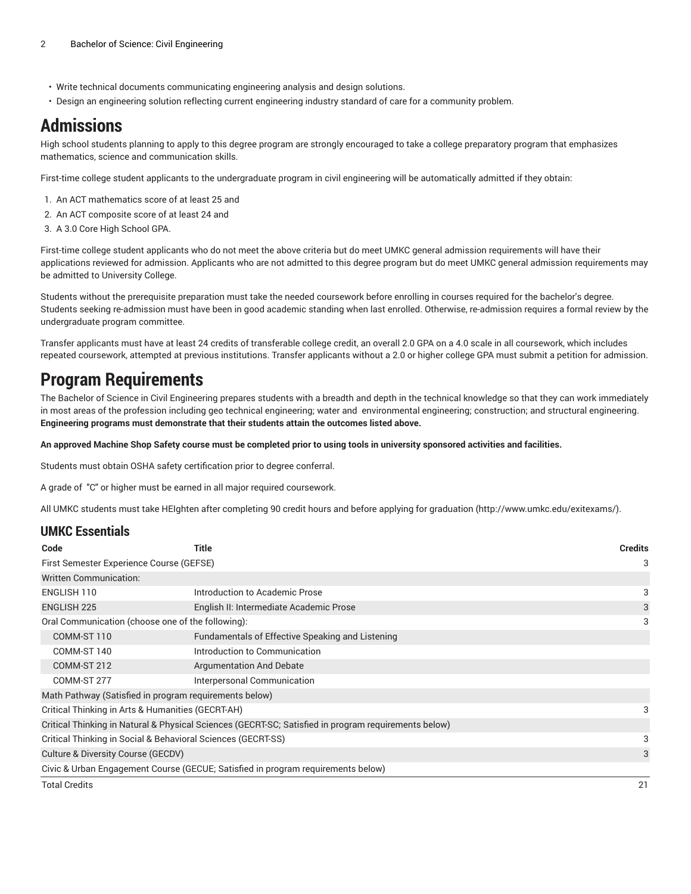- Write technical documents communicating engineering analysis and design solutions.
- Design an engineering solution reflecting current engineering industry standard of care for a community problem.

# Admissions

High school students planning to apply to this degree program are strongly encouraged to take a college preparatory program that emphasizes mathematics, science and communication skills.

First-time college student applicants to the undergraduate program in civil engineering will be automatically admitted if they obtain:

1. An ACT mathematics score of at least 25 and
2. An ACT composite score of at least 24 and
3. A 3.0 Core High School GPA.

First-time college student applicants who do not meet the above criteria but do meet UMKC general admission requirements will have their applications reviewed for admission. Applicants who are not admitted to this degree program but do meet UMKC general admission requirements may be admitted to University College.

Students without the prerequisite preparation must take the needed coursework before enrolling in courses required for the bachelor's degree. Students seeking re-admission must have been in good academic standing when last enrolled. Otherwise, re-admission requires a formal review by the undergraduate program committee.

Transfer applicants must have at least 24 credits of transferable college credit, an overall 2.0 GPA on a 4.0 scale in all coursework, which includes repeated coursework, attempted at previous institutions. Transfer applicants without a 2.0 or higher college GPA must submit a petition for admission.

# Program Requirements

The Bachelor of Science in Civil Engineering prepares students with a breadth and depth in the technical knowledge so that they can work immediately in most areas of the profession including geo technical engineering; water and environmental engineering; construction; and structural engineering. **Engineering programs must demonstrate that their students attain the outcomes listed above.**

**An approved Machine Shop Safety course must be completed prior to using tools in university sponsored activities and facilities.**

Students must obtain OSHA safety certification prior to degree conferral.

A grade of "C" or higher must be earned in all major required coursework.

All UMKC students must take HEIghten after completing 90 credit hours and before applying for graduation (http://www.umkc.edu/exitexams/).

## UMKC Essentials

| Code | Title | Credits |
|---|---|---|
| First Semester Experience Course (GEFSE) | | 3 |
| Written Communication: | | |
| ENGLISH 110 | Introduction to Academic Prose | 3 |
| ENGLISH 225 | English II: Intermediate Academic Prose | 3 |
| Oral Communication (choose one of the following): | | 3 |
| COMM-ST 110 | Fundamentals of Effective Speaking and Listening | |
| COMM-ST 140 | Introduction to Communication | |
| COMM-ST 212 | Argumentation And Debate | |
| COMM-ST 277 | Interpersonal Communication | |
| Math Pathway (Satisfied in program requirements below) | | |
| Critical Thinking in Arts & Humanities (GECRT-AH) | | 3 |
| Critical Thinking in Natural & Physical Sciences (GECRT-SC; Satisfied in program requirements below) | | |
| Critical Thinking in Social & Behavioral Sciences (GECRT-SS) | | 3 |
| Culture & Diversity Course (GECDV) | | 3 |
| Civic & Urban Engagement Course (GECUE; Satisfied in program requirements below) | | |
| Total Credits | | 21 |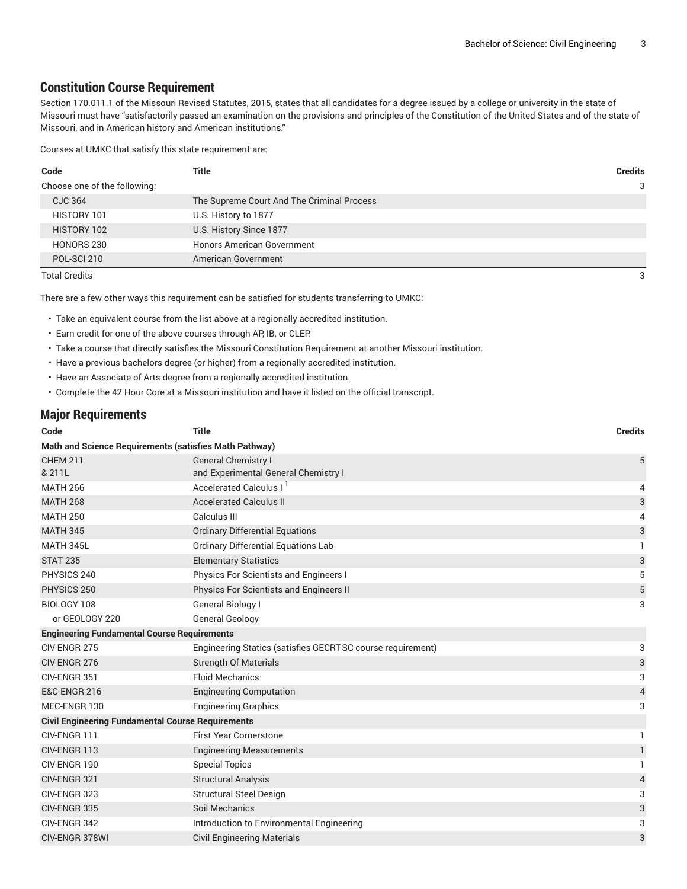## Constitution Course Requirement

Section 170.011.1 of the Missouri Revised Statutes, 2015, states that all candidates for a degree issued by a college or university in the state of Missouri must have "satisfactorily passed an examination on the provisions and principles of the Constitution of the United States and of the state of Missouri, and in American history and American institutions."

Courses at UMKC that satisfy this state requirement are:

| Code | Title | Credits |
|---|---|---|
| Choose one of the following: | | 3 |
| CJC 364 | The Supreme Court And The Criminal Process | |
| HISTORY 101 | U.S. History to 1877 | |
| HISTORY 102 | U.S. History Since 1877 | |
| HONORS 230 | Honors American Government | |
| POL-SCI 210 | American Government | |
| Total Credits | | 3 |

There are a few other ways this requirement can be satisfied for students transferring to UMKC:

- Take an equivalent course from the list above at a regionally accredited institution.
- Earn credit for one of the above courses through AP, IB, or CLEP.
- Take a course that directly satisfies the Missouri Constitution Requirement at another Missouri institution.
- Have a previous bachelors degree (or higher) from a regionally accredited institution.
- Have an Associate of Arts degree from a regionally accredited institution.
- Complete the 42 Hour Core at a Missouri institution and have it listed on the official transcript.

## Major Requirements

| Code | Title | Credits |
|---|---|---|
| **Math and Science Requirements (satisfies Math Pathway)** | | |
| CHEM 211 & 211L | General Chemistry I and Experimental General Chemistry I | 5 |
| MATH 266 | Accelerated Calculus I [1] | 4 |
| MATH 268 | Accelerated Calculus II | 3 |
| MATH 250 | Calculus III | 4 |
| MATH 345 | Ordinary Differential Equations | 3 |
| MATH 345L | Ordinary Differential Equations Lab | 1 |
| STAT 235 | Elementary Statistics | 3 |
| PHYSICS 240 | Physics For Scientists and Engineers I | 5 |
| PHYSICS 250 | Physics For Scientists and Engineers II | 5 |
| BIOLOGY 108 | General Biology I | 3 |
| or GEOLOGY 220 | General Geology | |
| **Engineering Fundamental Course Requirements** | | |
| CIV-ENGR 275 | Engineering Statics (satisfies GECRT-SC course requirement) | 3 |
| CIV-ENGR 276 | Strength Of Materials | 3 |
| CIV-ENGR 351 | Fluid Mechanics | 3 |
| E&C-ENGR 216 | Engineering Computation | 4 |
| MEC-ENGR 130 | Engineering Graphics | 3 |
| **Civil Engineering Fundamental Course Requirements** | | |
| CIV-ENGR 111 | First Year Cornerstone | 1 |
| CIV-ENGR 113 | Engineering Measurements | 1 |
| CIV-ENGR 190 | Special Topics | 1 |
| CIV-ENGR 321 | Structural Analysis | 4 |
| CIV-ENGR 323 | Structural Steel Design | 3 |
| CIV-ENGR 335 | Soil Mechanics | 3 |
| CIV-ENGR 342 | Introduction to Environmental Engineering | 3 |
| CIV-ENGR 378WI | Civil Engineering Materials | 3 |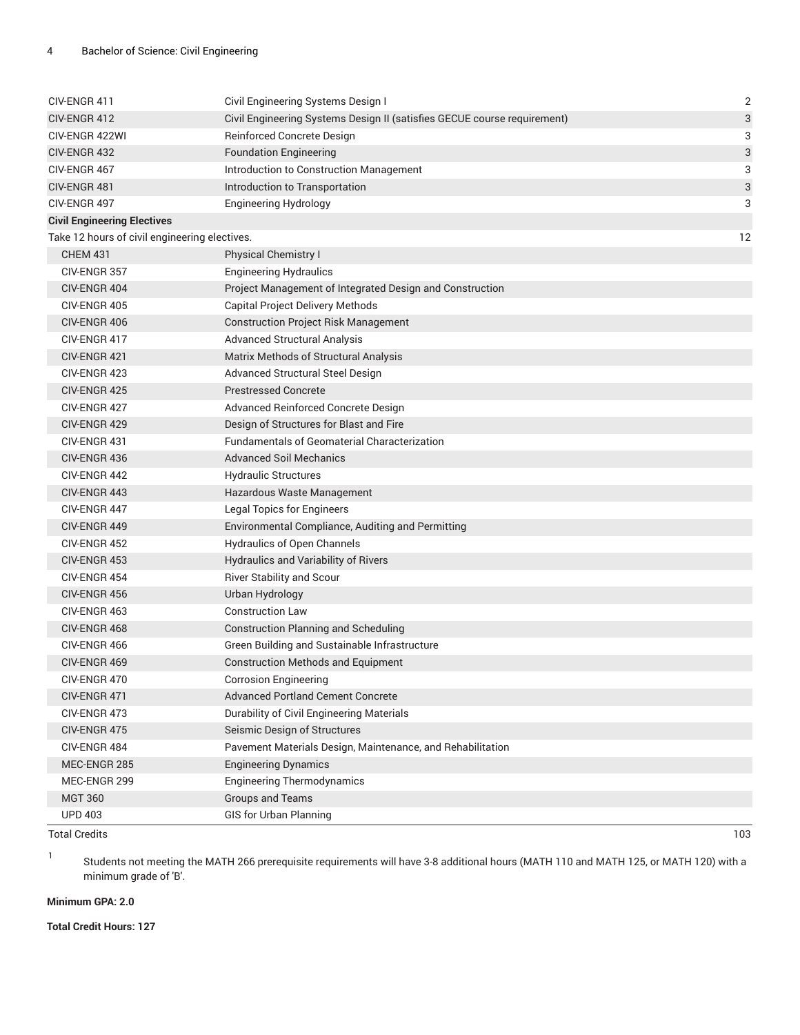| | | |
|---|---|---|
| CIV-ENGR 411 | Civil Engineering Systems Design I | 2 |
| CIV-ENGR 412 | Civil Engineering Systems Design II (satisfies GECUE course requirement) | 3 |
| CIV-ENGR 422WI | Reinforced Concrete Design | 3 |
| CIV-ENGR 432 | Foundation Engineering | 3 |
| CIV-ENGR 467 | Introduction to Construction Management | 3 |
| CIV-ENGR 481 | Introduction to Transportation | 3 |
| CIV-ENGR 497 | Engineering Hydrology | 3 |
| **Civil Engineering Electives** | | |
| Take 12 hours of civil engineering electives. | | 12 |
| CHEM 431 | Physical Chemistry I | |
| CIV-ENGR 357 | Engineering Hydraulics | |
| CIV-ENGR 404 | Project Management of Integrated Design and Construction | |
| CIV-ENGR 405 | Capital Project Delivery Methods | |
| CIV-ENGR 406 | Construction Project Risk Management | |
| CIV-ENGR 417 | Advanced Structural Analysis | |
| CIV-ENGR 421 | Matrix Methods of Structural Analysis | |
| CIV-ENGR 423 | Advanced Structural Steel Design | |
| CIV-ENGR 425 | Prestressed Concrete | |
| CIV-ENGR 427 | Advanced Reinforced Concrete Design | |
| CIV-ENGR 429 | Design of Structures for Blast and Fire | |
| CIV-ENGR 431 | Fundamentals of Geomaterial Characterization | |
| CIV-ENGR 436 | Advanced Soil Mechanics | |
| CIV-ENGR 442 | Hydraulic Structures | |
| CIV-ENGR 443 | Hazardous Waste Management | |
| CIV-ENGR 447 | Legal Topics for Engineers | |
| CIV-ENGR 449 | Environmental Compliance, Auditing and Permitting | |
| CIV-ENGR 452 | Hydraulics of Open Channels | |
| CIV-ENGR 453 | Hydraulics and Variability of Rivers | |
| CIV-ENGR 454 | River Stability and Scour | |
| CIV-ENGR 456 | Urban Hydrology | |
| CIV-ENGR 463 | Construction Law | |
| CIV-ENGR 468 | Construction Planning and Scheduling | |
| CIV-ENGR 466 | Green Building and Sustainable Infrastructure | |
| CIV-ENGR 469 | Construction Methods and Equipment | |
| CIV-ENGR 470 | Corrosion Engineering | |
| CIV-ENGR 471 | Advanced Portland Cement Concrete | |
| CIV-ENGR 473 | Durability of Civil Engineering Materials | |
| CIV-ENGR 475 | Seismic Design of Structures | |
| CIV-ENGR 484 | Pavement Materials Design, Maintenance, and Rehabilitation | |
| MEC-ENGR 285 | Engineering Dynamics | |
| MEC-ENGR 299 | Engineering Thermodynamics | |
| MGT 360 | Groups and Teams | |
| UPD 403 | GIS for Urban Planning | |
| Total Credits | | 103 |

[1] Students not meeting the MATH 266 prerequisite requirements will have 3-8 additional hours (MATH 110 and MATH 125, or MATH 120) with a minimum grade of 'B'.

**Minimum GPA: 2.0**

**Total Credit Hours: 127**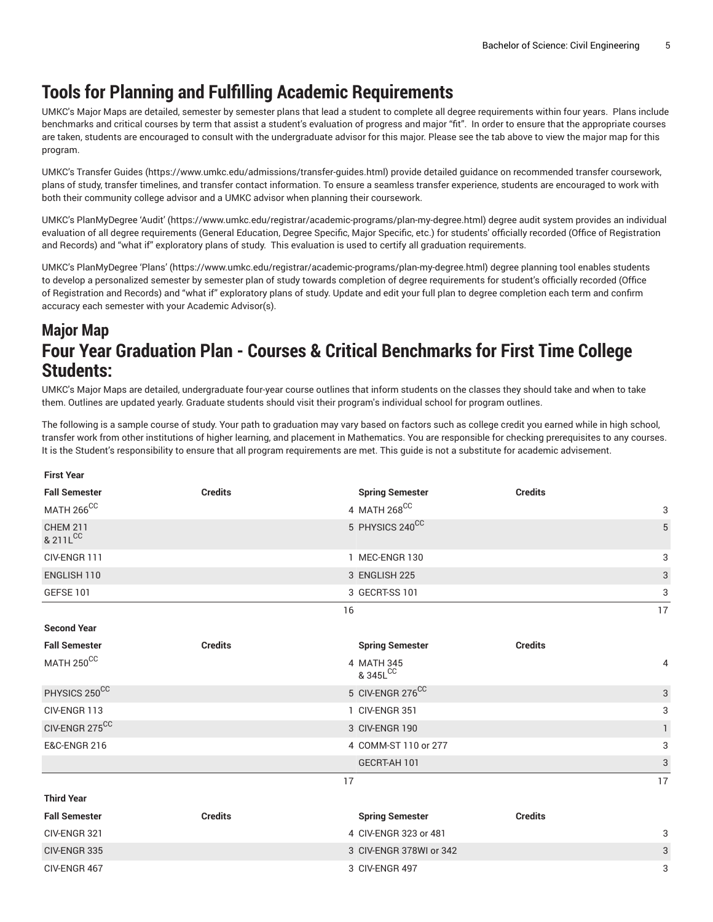# Tools for Planning and Fulfilling Academic Requirements

UMKC's Major Maps are detailed, semester by semester plans that lead a student to complete all degree requirements within four years. Plans include benchmarks and critical courses by term that assist a student's evaluation of progress and major "fit". In order to ensure that the appropriate courses are taken, students are encouraged to consult with the undergraduate advisor for this major. Please see the tab above to view the major map for this program.

UMKC's Transfer Guides (https://www.umkc.edu/admissions/transfer-guides.html) provide detailed guidance on recommended transfer coursework, plans of study, transfer timelines, and transfer contact information. To ensure a seamless transfer experience, students are encouraged to work with both their community college advisor and a UMKC advisor when planning their coursework.

UMKC's PlanMyDegree 'Audit' (https://www.umkc.edu/registrar/academic-programs/plan-my-degree.html) degree audit system provides an individual evaluation of all degree requirements (General Education, Degree Specific, Major Specific, etc.) for students' officially recorded (Office of Registration and Records) and "what if" exploratory plans of study. This evaluation is used to certify all graduation requirements.

UMKC's PlanMyDegree 'Plans' (https://www.umkc.edu/registrar/academic-programs/plan-my-degree.html) degree planning tool enables students to develop a personalized semester by semester plan of study towards completion of degree requirements for student's officially recorded (Office of Registration and Records) and "what if" exploratory plans of study. Update and edit your full plan to degree completion each term and confirm accuracy each semester with your Academic Advisor(s).

## Major Map

## Four Year Graduation Plan - Courses & Critical Benchmarks for First Time College Students:

UMKC's Major Maps are detailed, undergraduate four-year course outlines that inform students on the classes they should take and when to take them. Outlines are updated yearly. Graduate students should visit their program's individual school for program outlines.

The following is a sample course of study. Your path to graduation may vary based on factors such as college credit you earned while in high school, transfer work from other institutions of higher learning, and placement in Mathematics. You are responsible for checking prerequisites to any courses. It is the Student's responsibility to ensure that all program requirements are met. This guide is not a substitute for academic advisement.

| **First Year** | | | |
|---|---|---|---|
| **Fall Semester** | **Credits** | **Spring Semester** | **Credits** |
| MATH 266[CC] | 4 | MATH 268[CC] | 3 |
| CHEM 211 & 211L[CC] | 5 | PHYSICS 240[CC] | 5 |
| CIV-ENGR 111 | 1 | MEC-ENGR 130 | 3 |
| ENGLISH 110 | 3 | ENGLISH 225 | 3 |
| GEFSE 101 | 3 | GECRT-SS 101 | 3 |
| | 16 | | 17 |
| **Second Year** | | | |
| **Fall Semester** | **Credits** | **Spring Semester** | **Credits** |
| MATH 250[CC] | 4 | MATH 345 & 345L[CC] | 4 |
| PHYSICS 250[CC] | 5 | CIV-ENGR 276[CC] | 3 |
| CIV-ENGR 113 | 1 | CIV-ENGR 351 | 3 |
| CIV-ENGR 275[CC] | 3 | CIV-ENGR 190 | 1 |
| E&C-ENGR 216 | 4 | COMM-ST 110 or 277 | 3 |
| | | GECRT-AH 101 | 3 |
| | 17 | | 17 |
| **Third Year** | | | |
| **Fall Semester** | **Credits** | **Spring Semester** | **Credits** |
| CIV-ENGR 321 | 4 | CIV-ENGR 323 or 481 | 3 |
| CIV-ENGR 335 | 3 | CIV-ENGR 378WI or 342 | 3 |
| CIV-ENGR 467 | 3 | CIV-ENGR 497 | 3 |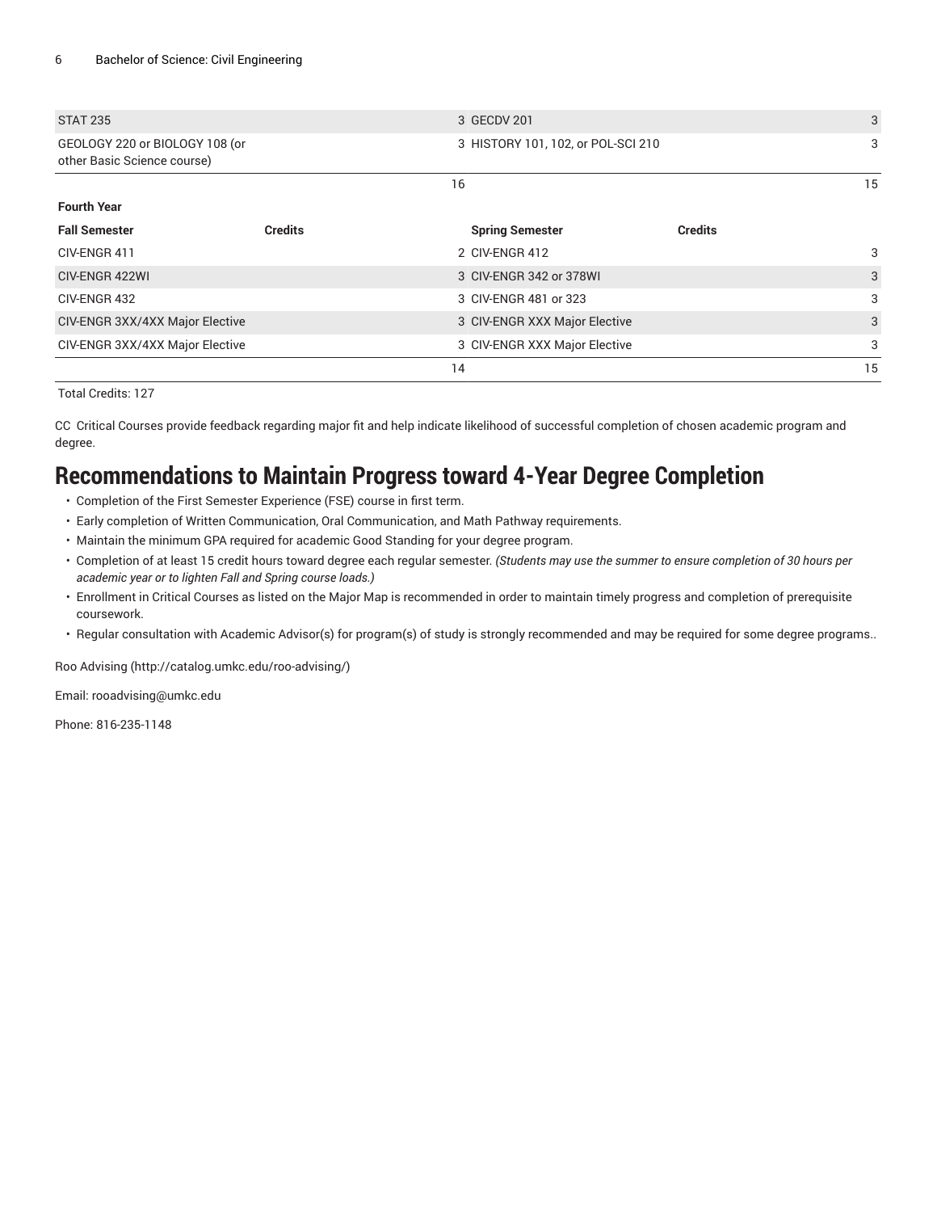| | | | |
|---|---|---|---|
| STAT 235 | 3 | GECDV 201 | 3 |
| GEOLOGY 220 or BIOLOGY 108 (or other Basic Science course) | 3 | HISTORY 101, 102, or POL-SCI 210 | 3 |
| | 16 | | 15 |
| **Fourth Year** | | | |
| **Fall Semester** | **Credits** | **Spring Semester** | **Credits** |
| CIV-ENGR 411 | 2 | CIV-ENGR 412 | 3 |
| CIV-ENGR 422WI | 3 | CIV-ENGR 342 or 378WI | 3 |
| CIV-ENGR 432 | 3 | CIV-ENGR 481 or 323 | 3 |
| CIV-ENGR 3XX/4XX Major Elective | 3 | CIV-ENGR XXX Major Elective | 3 |
| CIV-ENGR 3XX/4XX Major Elective | 3 | CIV-ENGR XXX Major Elective | 3 |
| | 14 | | 15 |

Total Credits: 127

CC Critical Courses provide feedback regarding major fit and help indicate likelihood of successful completion of chosen academic program and degree.

# Recommendations to Maintain Progress toward 4-Year Degree Completion

- Completion of the First Semester Experience (FSE) course in first term.
- Early completion of Written Communication, Oral Communication, and Math Pathway requirements.
- Maintain the minimum GPA required for academic Good Standing for your degree program.
- Completion of at least 15 credit hours toward degree each regular semester. *(Students may use the summer to ensure completion of 30 hours per academic year or to lighten Fall and Spring course loads.)*
- Enrollment in Critical Courses as listed on the Major Map is recommended in order to maintain timely progress and completion of prerequisite coursework.
- Regular consultation with Academic Advisor(s) for program(s) of study is strongly recommended and may be required for some degree programs..

Roo Advising (http://catalog.umkc.edu/roo-advising/)

Email: rooadvising@umkc.edu

Phone: 816-235-1148